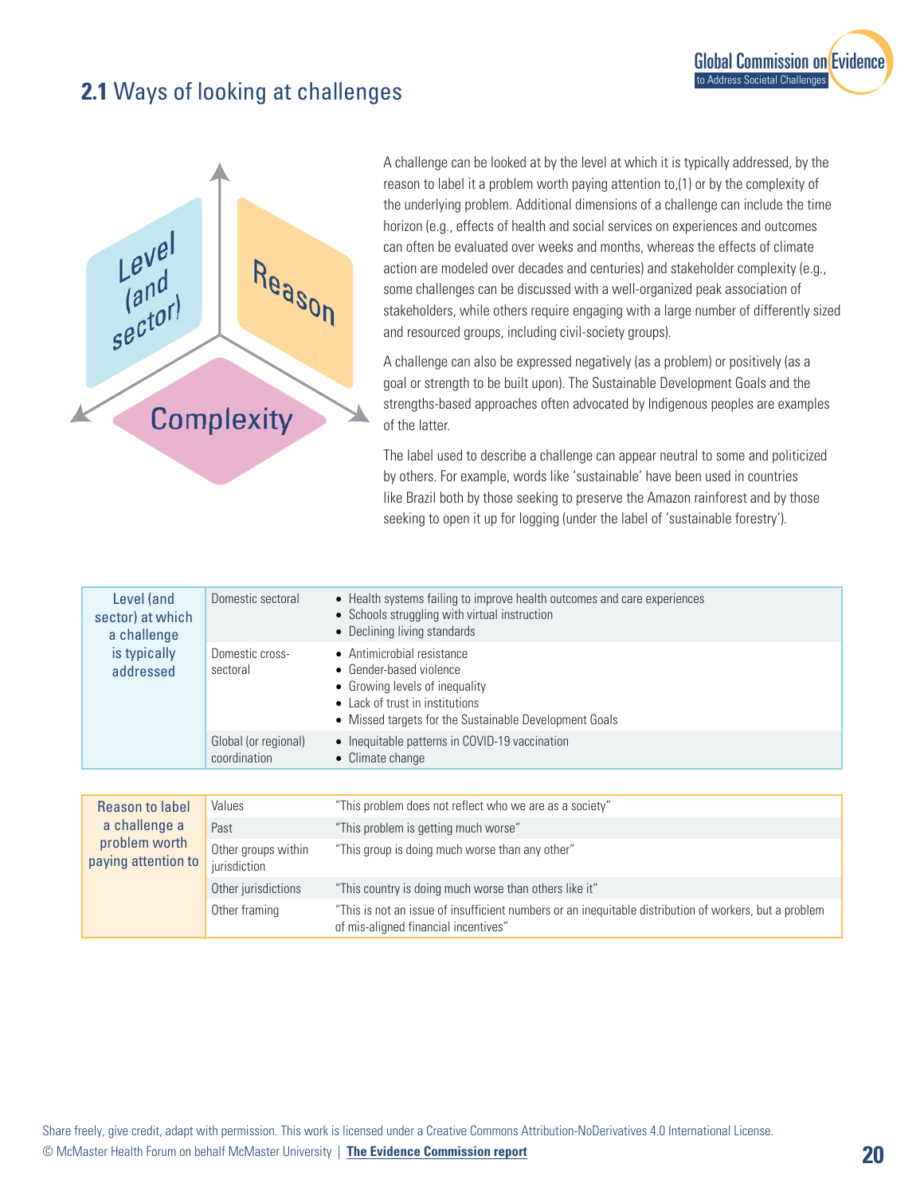## 2.1 Ways of looking at challenges

Level (and sector)

Reason

Complexity

A challenge can be looked at by the level at which it is typically addressed, by the reason to label it a problem worth paying attention to,(1) or by the complexity of the underlying problem. Additional dimensions of a challenge can include the time horizon (e.g., effects of health and social services on experiences and outcomes can often be evaluated over weeks and months, whereas the effects of climate action are modeled over decades and centuries) and stakeholder complexity (e.g., some challenges can be discussed with a well-organized peak association of stakeholders, while others require engaging with a large number of differently sized and resourced groups, including civil-society groups).

A challenge can also be expressed negatively (as a problem) or positively (as a goal or strength to be built upon). The Sustainable Development Goals and the strengths-based approaches often advocated by Indigenous peoples are examples of the latter.

The label used to describe a challenge can appear neutral to some and politicized by others. For example, words like 'sustainable' have been used in countries like Brazil both by those seeking to preserve the Amazon rainforest and by those seeking to open it up for logging (under the label of 'sustainable forestry').

| Level (and sector) at which a challenge is typically addressed | | |
|---|---|---|
| | Domestic sectoral | • Health systems failing to improve health outcomes and care experiences<br>• Schools struggling with virtual instruction<br>• Declining living standards |
| | Domestic cross-sectoral | • Antimicrobial resistance<br>• Gender-based violence<br>• Growing levels of inequality<br>• Lack of trust in institutions<br>• Missed targets for the Sustainable Development Goals |
| | Global (or regional) coordination | • Inequitable patterns in COVID-19 vaccination<br>• Climate change |

| Reason to label a challenge a problem worth paying attention to | | |
|---|---|---|
| | Values | "This problem does not reflect who we are as a society" |
| | Past | "This problem is getting much worse" |
| | Other groups within jurisdiction | "This group is doing much worse than any other" |
| | Other jurisdictions | "This country is doing much worse than others like it" |
| | Other framing | "This is not an issue of insufficient numbers or an inequitable distribution of workers, but a problem of mis-aligned financial incentives" |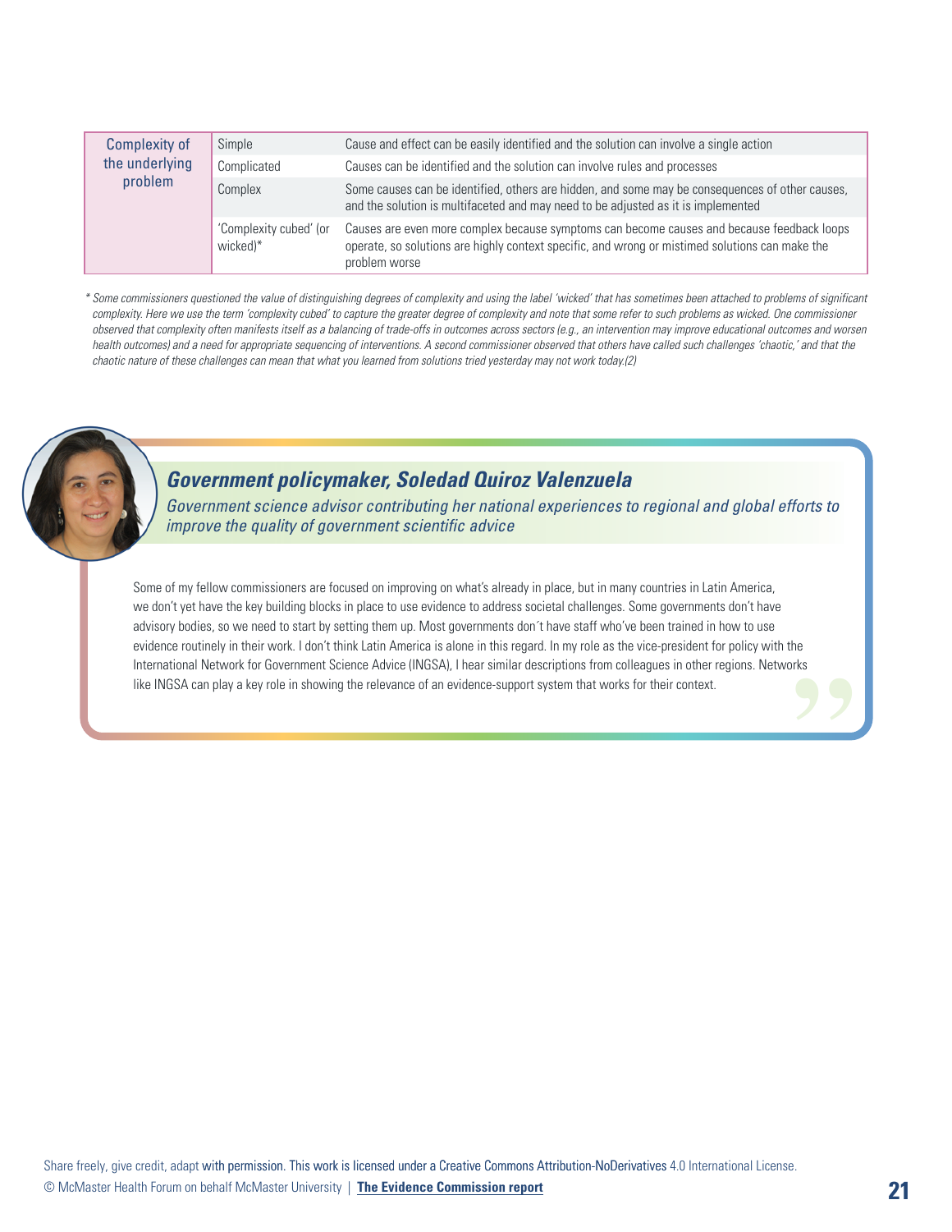| | | |
|---|---|---|
| Complexity of the underlying problem | Simple | Cause and effect can be easily identified and the solution can involve a single action |
| | Complicated | Causes can be identified and the solution can involve rules and processes |
| | Complex | Some causes can be identified, others are hidden, and some may be consequences of other causes, and the solution is multifaceted and may need to be adjusted as it is implemented |
| | 'Complexity cubed' (or wicked)* | Causes are even more complex because symptoms can become causes and because feedback loops operate, so solutions are highly context specific, and wrong or mistimed solutions can make the problem worse |

*\* Some commissioners questioned the value of distinguishing degrees of complexity and using the label 'wicked' that has sometimes been attached to problems of significant complexity. Here we use the term 'complexity cubed' to capture the greater degree of complexity and note that some refer to such problems as wicked. One commissioner observed that complexity often manifests itself as a balancing of trade-offs in outcomes across sectors (e.g., an intervention may improve educational outcomes and worsen health outcomes) and a need for appropriate sequencing of interventions. A second commissioner observed that others have called such challenges 'chaotic,' and that the chaotic nature of these challenges can mean that what you learned from solutions tried yesterday may not work today.(2)*

### *Government policymaker, Soledad Quiroz Valenzuela*

*Government science advisor contributing her national experiences to regional and global efforts to improve the quality of government scientific advice*

Some of my fellow commissioners are focused on improving on what's already in place, but in many countries in Latin America, we don't yet have the key building blocks in place to use evidence to address societal challenges. Some governments don't have advisory bodies, so we need to start by setting them up. Most governments don´t have staff who've been trained in how to use evidence routinely in their work. I don't think Latin America is alone in this regard. In my role as the vice-president for policy with the International Network for Government Science Advice (INGSA), I hear similar descriptions from colleagues in other regions. Networks like INGSA can play a key role in showing the relevance of an evidence-support system that works for their context.